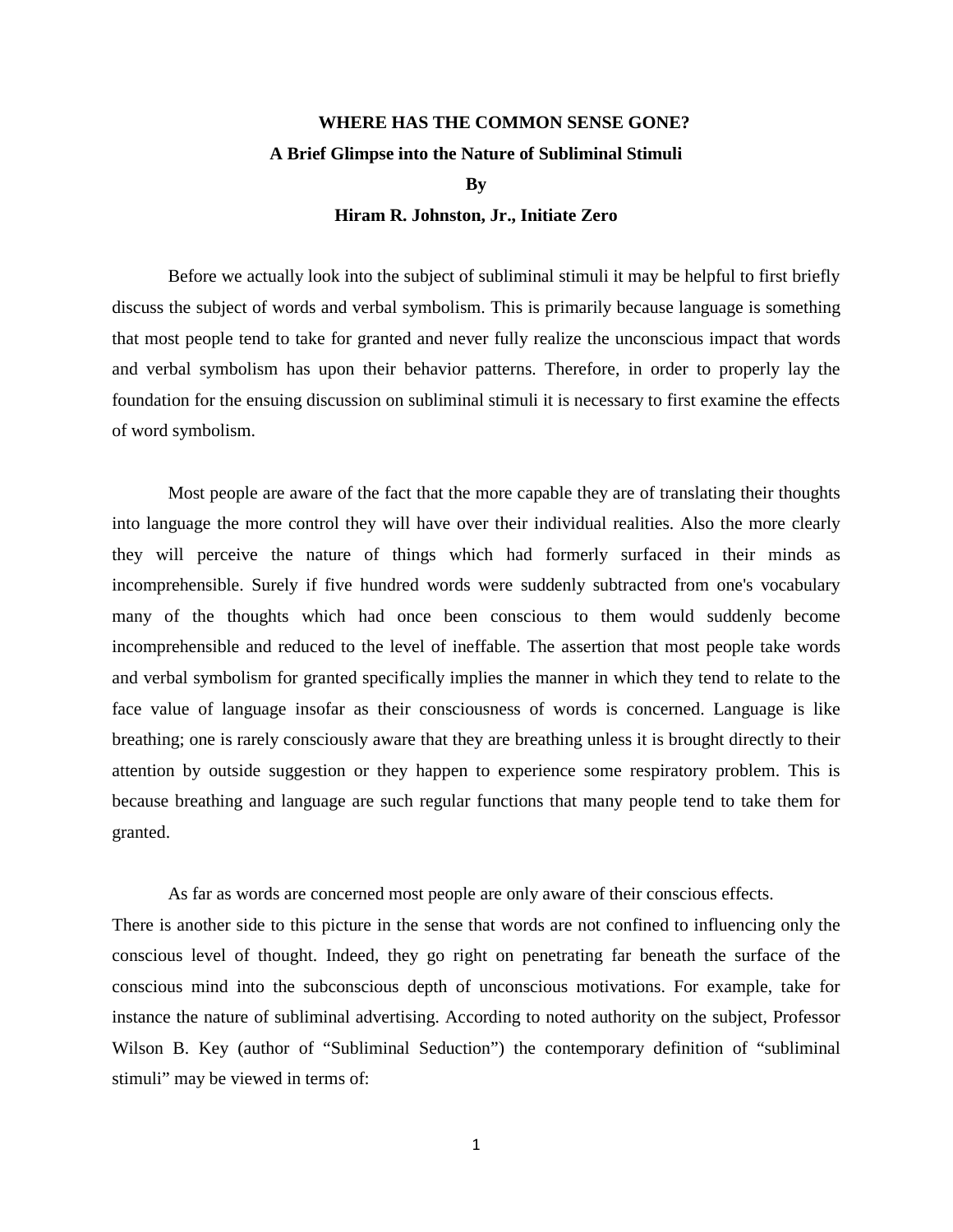# WHERE HAS THE COMMON SENSE GONE?

## A Brief Glimpse into the Nature of Subliminal Stimuli

**By**

**Hiram R. Johnston, Jr., Initiate Zero**

Before we actually look into the subject of subliminal stimuli it may be helpful to first briefly discuss the subject of words and verbal symbolism. This is primarily because language is something that most people tend to take for granted and never fully realize the unconscious impact that words and verbal symbolism has upon their behavior patterns. Therefore, in order to properly lay the foundation for the ensuing discussion on subliminal stimuli it is necessary to first examine the effects of word symbolism.

Most people are aware of the fact that the more capable they are of translating their thoughts into language the more control they will have over their individual realities. Also the more clearly they will perceive the nature of things which had formerly surfaced in their minds as incomprehensible. Surely if five hundred words were suddenly subtracted from one's vocabulary many of the thoughts which had once been conscious to them would suddenly become incomprehensible and reduced to the level of ineffable. The assertion that most people take words and verbal symbolism for granted specifically implies the manner in which they tend to relate to the face value of language insofar as their consciousness of words is concerned. Language is like breathing; one is rarely consciously aware that they are breathing unless it is brought directly to their attention by outside suggestion or they happen to experience some respiratory problem. This is because breathing and language are such regular functions that many people tend to take them for granted.

As far as words are concerned most people are only aware of their conscious effects. There is another side to this picture in the sense that words are not confined to influencing only the conscious level of thought. Indeed, they go right on penetrating far beneath the surface of the conscious mind into the subconscious depth of unconscious motivations. For example, take for instance the nature of subliminal advertising. According to noted authority on the subject, Professor Wilson B. Key (author of "Subliminal Seduction") the contemporary definition of "subliminal stimuli" may be viewed in terms of: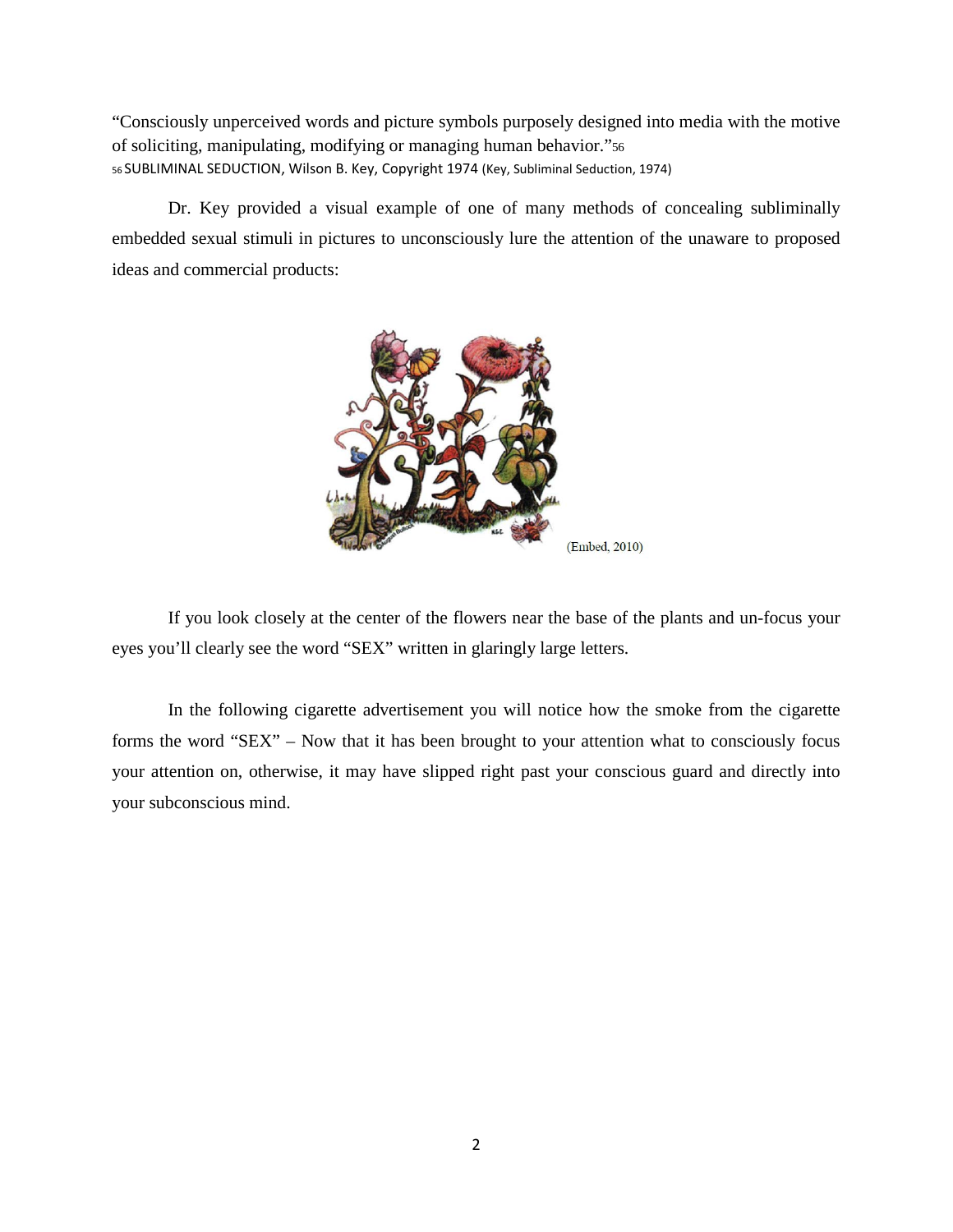"Consciously unperceived words and picture symbols purposely designed into media with the motive of soliciting, manipulating, modifying or managing human behavior."[56]

[56] SUBLIMINAL SEDUCTION, Wilson B. Key, Copyright 1974 (Key, Subliminal Seduction, 1974)

Dr. Key provided a visual example of one of many methods of concealing subliminally embedded sexual stimuli in pictures to unconsciously lure the attention of the unaware to proposed ideas and commercial products:

(Embed, 2010)

If you look closely at the center of the flowers near the base of the plants and un-focus your eyes you'll clearly see the word "SEX" written in glaringly large letters.

In the following cigarette advertisement you will notice how the smoke from the cigarette forms the word "SEX" – Now that it has been brought to your attention what to consciously focus your attention on, otherwise, it may have slipped right past your conscious guard and directly into your subconscious mind.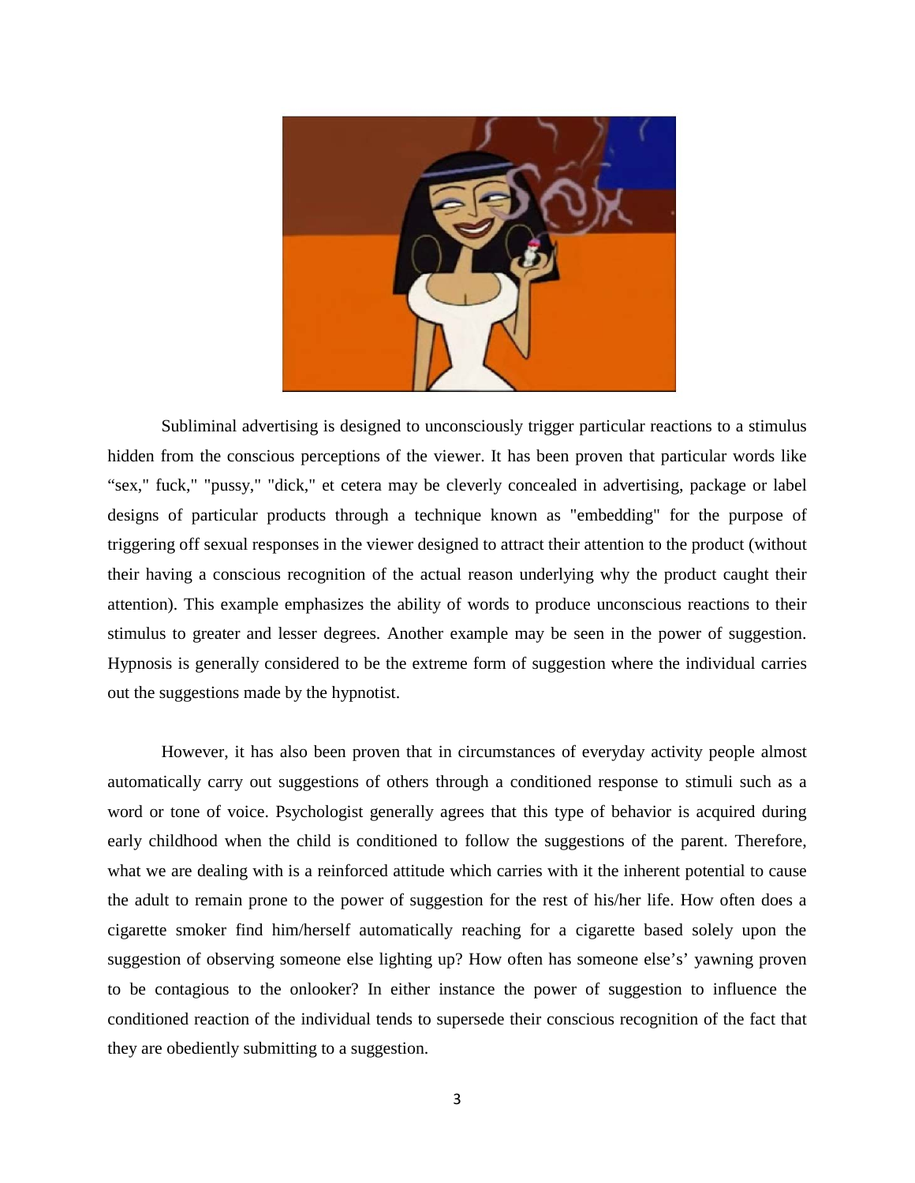Subliminal advertising is designed to unconsciously trigger particular reactions to a stimulus hidden from the conscious perceptions of the viewer. It has been proven that particular words like "sex," fuck," "pussy," "dick," et cetera may be cleverly concealed in advertising, package or label designs of particular products through a technique known as "embedding" for the purpose of triggering off sexual responses in the viewer designed to attract their attention to the product (without their having a conscious recognition of the actual reason underlying why the product caught their attention). This example emphasizes the ability of words to produce unconscious reactions to their stimulus to greater and lesser degrees. Another example may be seen in the power of suggestion. Hypnosis is generally considered to be the extreme form of suggestion where the individual carries out the suggestions made by the hypnotist.

However, it has also been proven that in circumstances of everyday activity people almost automatically carry out suggestions of others through a conditioned response to stimuli such as a word or tone of voice. Psychologist generally agrees that this type of behavior is acquired during early childhood when the child is conditioned to follow the suggestions of the parent. Therefore, what we are dealing with is a reinforced attitude which carries with it the inherent potential to cause the adult to remain prone to the power of suggestion for the rest of his/her life. How often does a cigarette smoker find him/herself automatically reaching for a cigarette based solely upon the suggestion of observing someone else lighting up? How often has someone else's' yawning proven to be contagious to the onlooker? In either instance the power of suggestion to influence the conditioned reaction of the individual tends to supersede their conscious recognition of the fact that they are obediently submitting to a suggestion.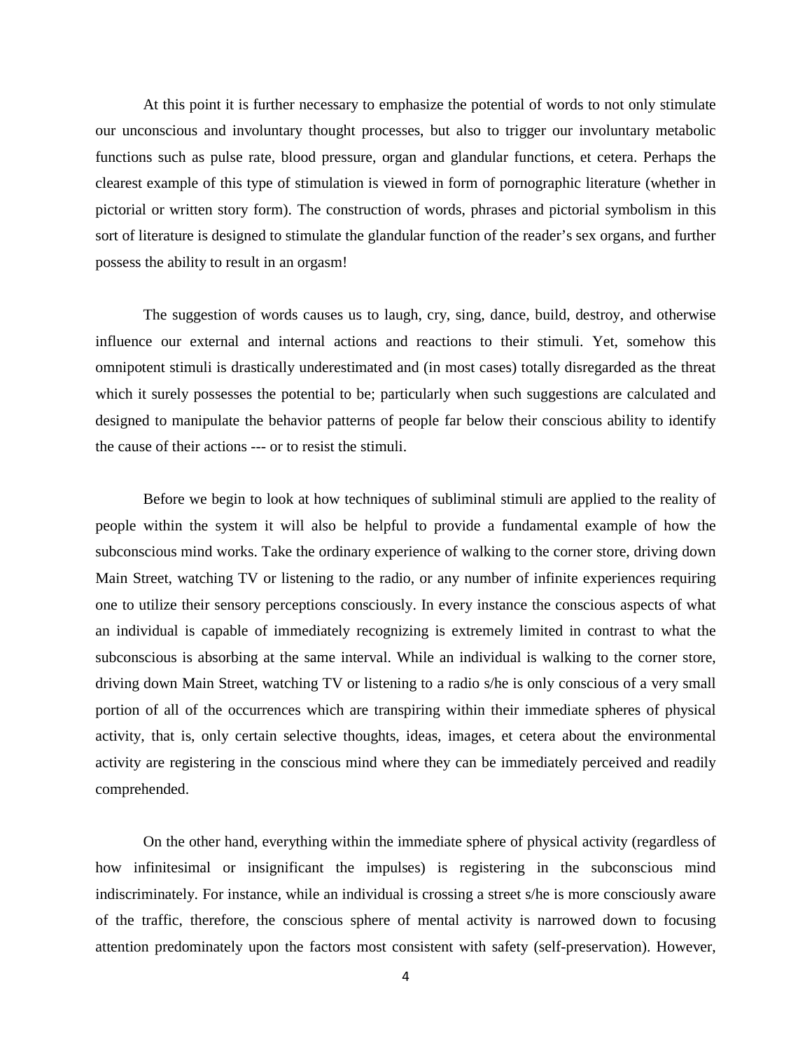At this point it is further necessary to emphasize the potential of words to not only stimulate our unconscious and involuntary thought processes, but also to trigger our involuntary metabolic functions such as pulse rate, blood pressure, organ and glandular functions, et cetera. Perhaps the clearest example of this type of stimulation is viewed in form of pornographic literature (whether in pictorial or written story form). The construction of words, phrases and pictorial symbolism in this sort of literature is designed to stimulate the glandular function of the reader's sex organs, and further possess the ability to result in an orgasm!

The suggestion of words causes us to laugh, cry, sing, dance, build, destroy, and otherwise influence our external and internal actions and reactions to their stimuli. Yet, somehow this omnipotent stimuli is drastically underestimated and (in most cases) totally disregarded as the threat which it surely possesses the potential to be; particularly when such suggestions are calculated and designed to manipulate the behavior patterns of people far below their conscious ability to identify the cause of their actions --- or to resist the stimuli.

Before we begin to look at how techniques of subliminal stimuli are applied to the reality of people within the system it will also be helpful to provide a fundamental example of how the subconscious mind works. Take the ordinary experience of walking to the corner store, driving down Main Street, watching TV or listening to the radio, or any number of infinite experiences requiring one to utilize their sensory perceptions consciously. In every instance the conscious aspects of what an individual is capable of immediately recognizing is extremely limited in contrast to what the subconscious is absorbing at the same interval. While an individual is walking to the corner store, driving down Main Street, watching TV or listening to a radio s/he is only conscious of a very small portion of all of the occurrences which are transpiring within their immediate spheres of physical activity, that is, only certain selective thoughts, ideas, images, et cetera about the environmental activity are registering in the conscious mind where they can be immediately perceived and readily comprehended.

On the other hand, everything within the immediate sphere of physical activity (regardless of how infinitesimal or insignificant the impulses) is registering in the subconscious mind indiscriminately. For instance, while an individual is crossing a street s/he is more consciously aware of the traffic, therefore, the conscious sphere of mental activity is narrowed down to focusing attention predominately upon the factors most consistent with safety (self-preservation). However,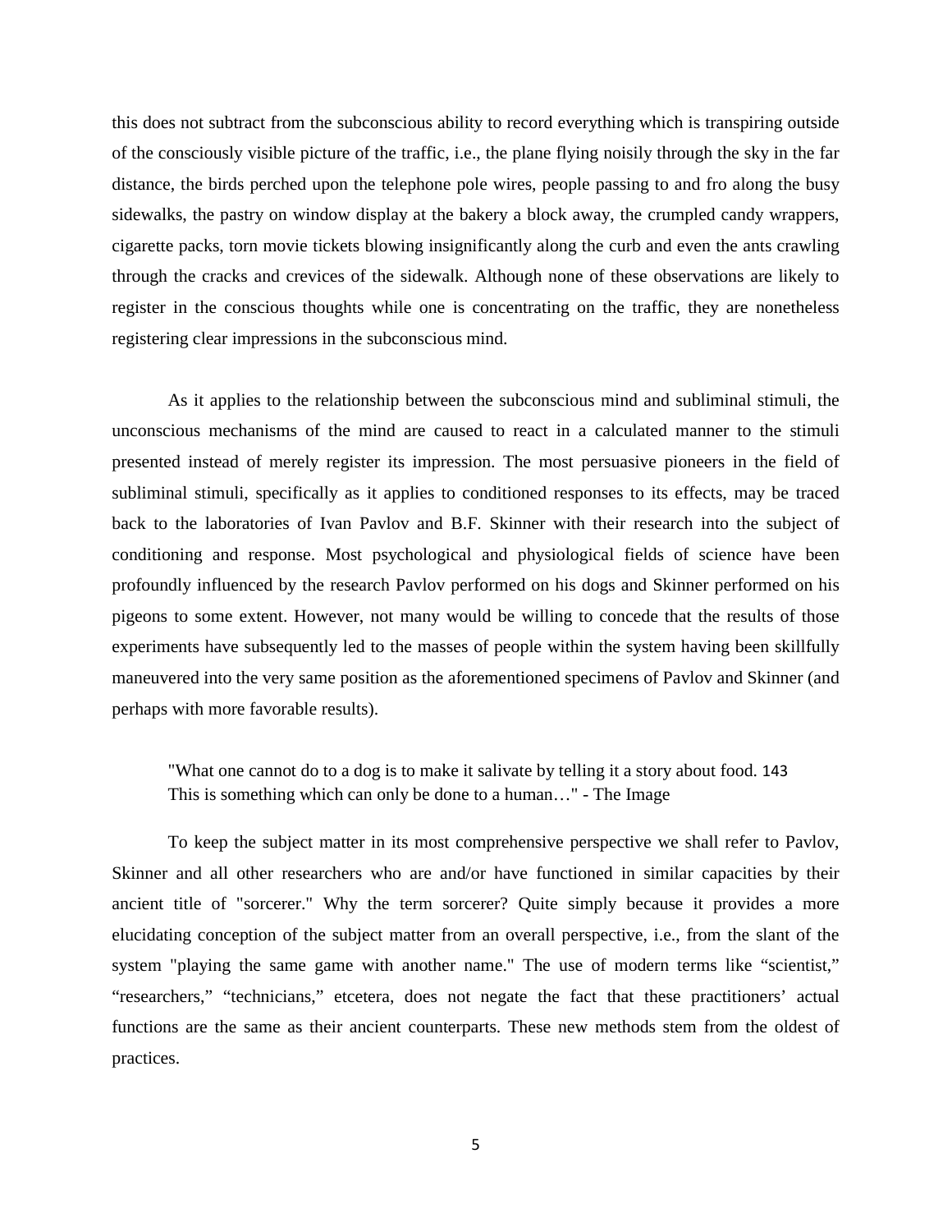this does not subtract from the subconscious ability to record everything which is transpiring outside of the consciously visible picture of the traffic, i.e., the plane flying noisily through the sky in the far distance, the birds perched upon the telephone pole wires, people passing to and fro along the busy sidewalks, the pastry on window display at the bakery a block away, the crumpled candy wrappers, cigarette packs, torn movie tickets blowing insignificantly along the curb and even the ants crawling through the cracks and crevices of the sidewalk. Although none of these observations are likely to register in the conscious thoughts while one is concentrating on the traffic, they are nonetheless registering clear impressions in the subconscious mind.

As it applies to the relationship between the subconscious mind and subliminal stimuli, the unconscious mechanisms of the mind are caused to react in a calculated manner to the stimuli presented instead of merely register its impression. The most persuasive pioneers in the field of subliminal stimuli, specifically as it applies to conditioned responses to its effects, may be traced back to the laboratories of Ivan Pavlov and B.F. Skinner with their research into the subject of conditioning and response. Most psychological and physiological fields of science have been profoundly influenced by the research Pavlov performed on his dogs and Skinner performed on his pigeons to some extent. However, not many would be willing to concede that the results of those experiments have subsequently led to the masses of people within the system having been skillfully maneuvered into the very same position as the aforementioned specimens of Pavlov and Skinner (and perhaps with more favorable results).

> "What one cannot do to a dog is to make it salivate by telling it a story about food. [143] This is something which can only be done to a human…" - The Image

To keep the subject matter in its most comprehensive perspective we shall refer to Pavlov, Skinner and all other researchers who are and/or have functioned in similar capacities by their ancient title of "sorcerer." Why the term sorcerer? Quite simply because it provides a more elucidating conception of the subject matter from an overall perspective, i.e., from the slant of the system "playing the same game with another name." The use of modern terms like "scientist," "researchers," "technicians," etcetera, does not negate the fact that these practitioners' actual functions are the same as their ancient counterparts. These new methods stem from the oldest of practices.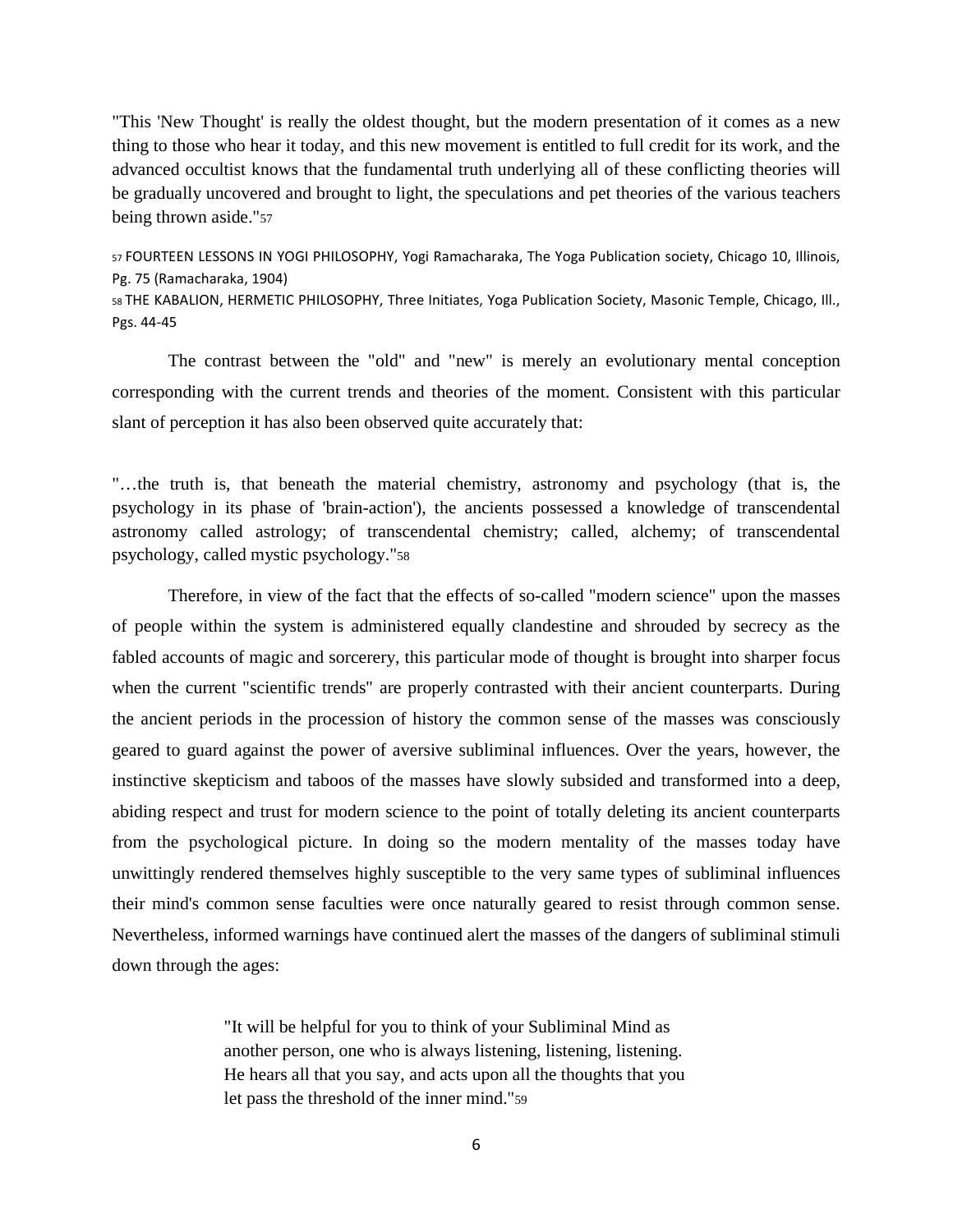"This 'New Thought' is really the oldest thought, but the modern presentation of it comes as a new thing to those who hear it today, and this new movement is entitled to full credit for its work, and the advanced occultist knows that the fundamental truth underlying all of these conflicting theories will be gradually uncovered and brought to light, the speculations and pet theories of the various teachers being thrown aside."[57]

[57] FOURTEEN LESSONS IN YOGI PHILOSOPHY, Yogi Ramacharaka, The Yoga Publication society, Chicago 10, Illinois, Pg. 75 (Ramacharaka, 1904)

[58] THE KABALION, HERMETIC PHILOSOPHY, Three Initiates, Yoga Publication Society, Masonic Temple, Chicago, Ill., Pgs. 44-45

The contrast between the "old" and "new" is merely an evolutionary mental conception corresponding with the current trends and theories of the moment. Consistent with this particular slant of perception it has also been observed quite accurately that:

"…the truth is, that beneath the material chemistry, astronomy and psychology (that is, the psychology in its phase of 'brain-action'), the ancients possessed a knowledge of transcendental astronomy called astrology; of transcendental chemistry; called, alchemy; of transcendental psychology, called mystic psychology."[58]

Therefore, in view of the fact that the effects of so-called "modern science" upon the masses of people within the system is administered equally clandestine and shrouded by secrecy as the fabled accounts of magic and sorcerery, this particular mode of thought is brought into sharper focus when the current "scientific trends" are properly contrasted with their ancient counterparts. During the ancient periods in the procession of history the common sense of the masses was consciously geared to guard against the power of aversive subliminal influences. Over the years, however, the instinctive skepticism and taboos of the masses have slowly subsided and transformed into a deep, abiding respect and trust for modern science to the point of totally deleting its ancient counterparts from the psychological picture. In doing so the modern mentality of the masses today have unwittingly rendered themselves highly susceptible to the very same types of subliminal influences their mind's common sense faculties were once naturally geared to resist through common sense. Nevertheless, informed warnings have continued alert the masses of the dangers of subliminal stimuli down through the ages:

> "It will be helpful for you to think of your Subliminal Mind as another person, one who is always listening, listening, listening. He hears all that you say, and acts upon all the thoughts that you let pass the threshold of the inner mind."[59]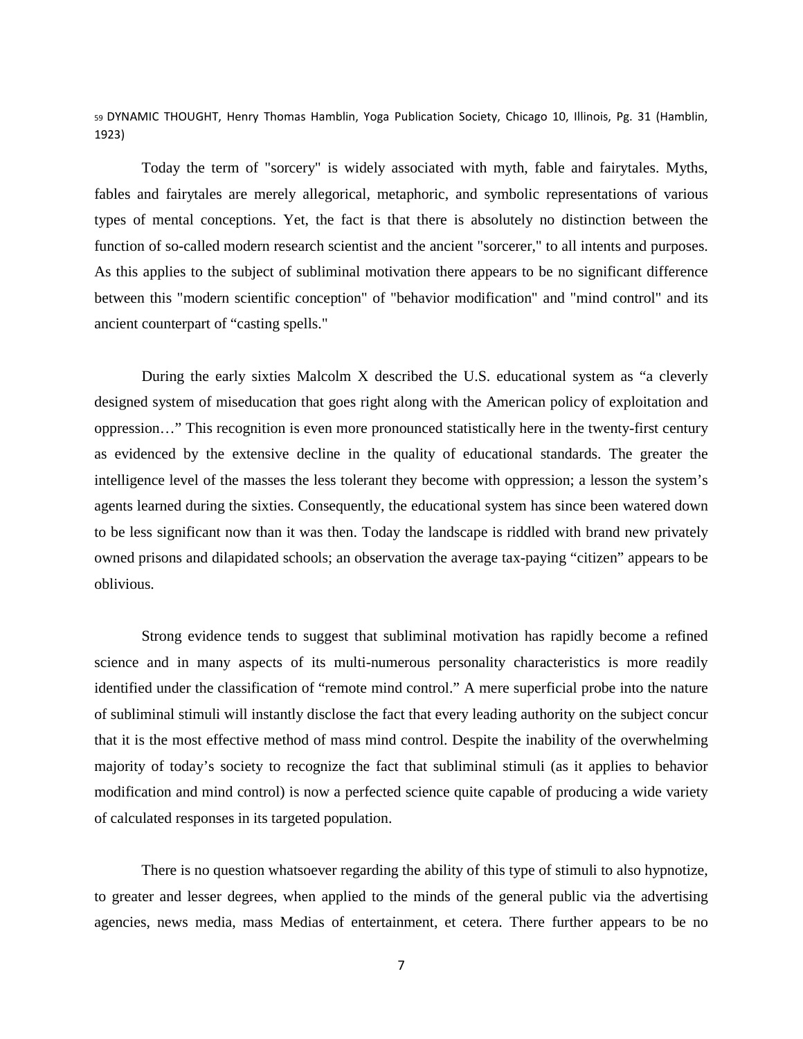[59] DYNAMIC THOUGHT, Henry Thomas Hamblin, Yoga Publication Society, Chicago 10, Illinois, Pg. 31 (Hamblin, 1923)

Today the term of "sorcery" is widely associated with myth, fable and fairytales. Myths, fables and fairytales are merely allegorical, metaphoric, and symbolic representations of various types of mental conceptions. Yet, the fact is that there is absolutely no distinction between the function of so-called modern research scientist and the ancient "sorcerer," to all intents and purposes. As this applies to the subject of subliminal motivation there appears to be no significant difference between this "modern scientific conception" of "behavior modification" and "mind control" and its ancient counterpart of "casting spells."

During the early sixties Malcolm X described the U.S. educational system as "a cleverly designed system of miseducation that goes right along with the American policy of exploitation and oppression…" This recognition is even more pronounced statistically here in the twenty-first century as evidenced by the extensive decline in the quality of educational standards. The greater the intelligence level of the masses the less tolerant they become with oppression; a lesson the system's agents learned during the sixties. Consequently, the educational system has since been watered down to be less significant now than it was then. Today the landscape is riddled with brand new privately owned prisons and dilapidated schools; an observation the average tax-paying "citizen" appears to be oblivious.

Strong evidence tends to suggest that subliminal motivation has rapidly become a refined science and in many aspects of its multi-numerous personality characteristics is more readily identified under the classification of "remote mind control." A mere superficial probe into the nature of subliminal stimuli will instantly disclose the fact that every leading authority on the subject concur that it is the most effective method of mass mind control. Despite the inability of the overwhelming majority of today's society to recognize the fact that subliminal stimuli (as it applies to behavior modification and mind control) is now a perfected science quite capable of producing a wide variety of calculated responses in its targeted population.

There is no question whatsoever regarding the ability of this type of stimuli to also hypnotize, to greater and lesser degrees, when applied to the minds of the general public via the advertising agencies, news media, mass Medias of entertainment, et cetera. There further appears to be no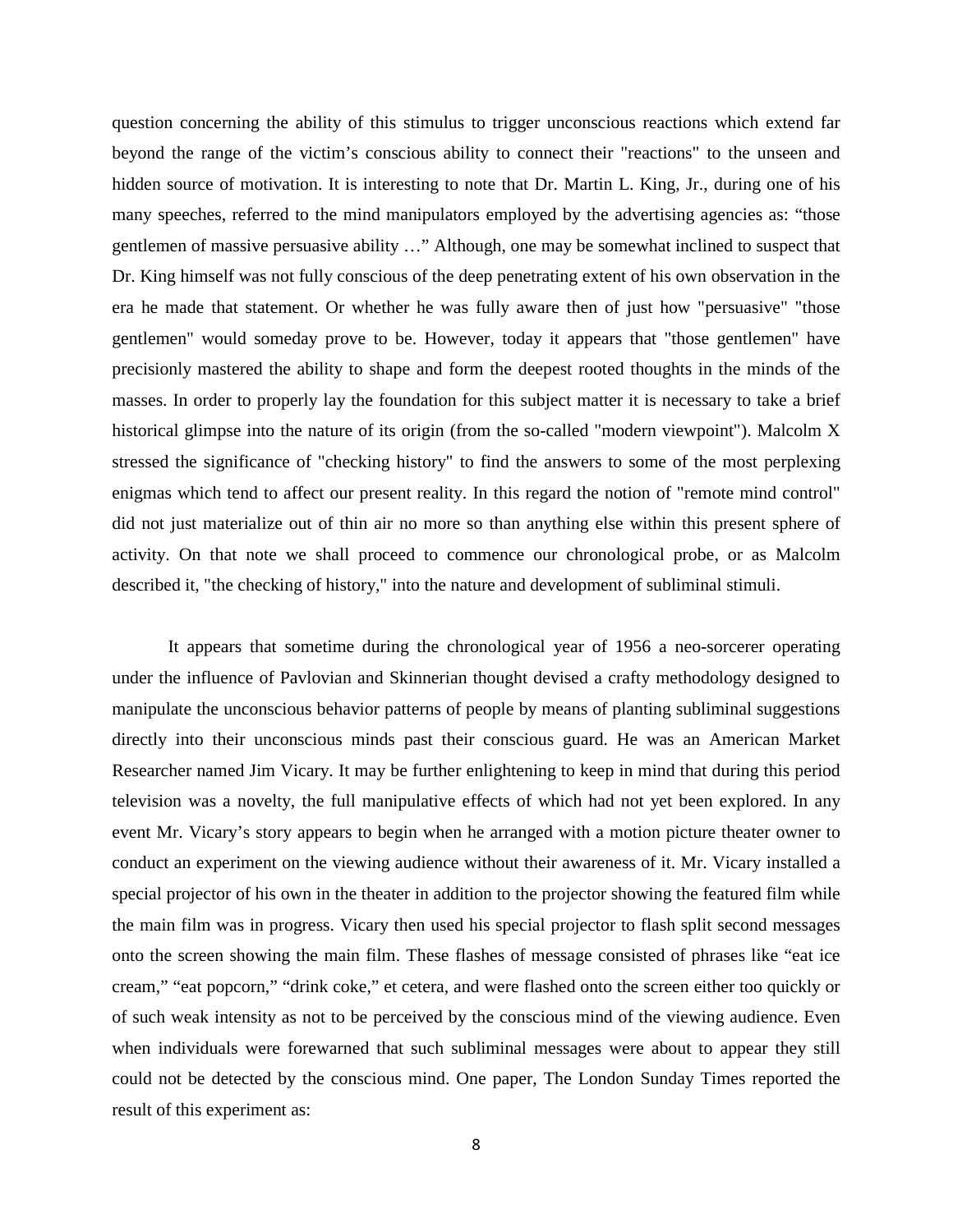question concerning the ability of this stimulus to trigger unconscious reactions which extend far beyond the range of the victim's conscious ability to connect their "reactions" to the unseen and hidden source of motivation. It is interesting to note that Dr. Martin L. King, Jr., during one of his many speeches, referred to the mind manipulators employed by the advertising agencies as: "those gentlemen of massive persuasive ability …" Although, one may be somewhat inclined to suspect that Dr. King himself was not fully conscious of the deep penetrating extent of his own observation in the era he made that statement. Or whether he was fully aware then of just how "persuasive" "those gentlemen" would someday prove to be. However, today it appears that "those gentlemen" have precisionly mastered the ability to shape and form the deepest rooted thoughts in the minds of the masses. In order to properly lay the foundation for this subject matter it is necessary to take a brief historical glimpse into the nature of its origin (from the so-called "modern viewpoint"). Malcolm X stressed the significance of "checking history" to find the answers to some of the most perplexing enigmas which tend to affect our present reality. In this regard the notion of "remote mind control" did not just materialize out of thin air no more so than anything else within this present sphere of activity. On that note we shall proceed to commence our chronological probe, or as Malcolm described it, "the checking of history," into the nature and development of subliminal stimuli.

It appears that sometime during the chronological year of 1956 a neo-sorcerer operating under the influence of Pavlovian and Skinnerian thought devised a crafty methodology designed to manipulate the unconscious behavior patterns of people by means of planting subliminal suggestions directly into their unconscious minds past their conscious guard. He was an American Market Researcher named Jim Vicary. It may be further enlightening to keep in mind that during this period television was a novelty, the full manipulative effects of which had not yet been explored. In any event Mr. Vicary's story appears to begin when he arranged with a motion picture theater owner to conduct an experiment on the viewing audience without their awareness of it. Mr. Vicary installed a special projector of his own in the theater in addition to the projector showing the featured film while the main film was in progress. Vicary then used his special projector to flash split second messages onto the screen showing the main film. These flashes of message consisted of phrases like "eat ice cream," "eat popcorn," "drink coke," et cetera, and were flashed onto the screen either too quickly or of such weak intensity as not to be perceived by the conscious mind of the viewing audience. Even when individuals were forewarned that such subliminal messages were about to appear they still could not be detected by the conscious mind. One paper, The London Sunday Times reported the result of this experiment as: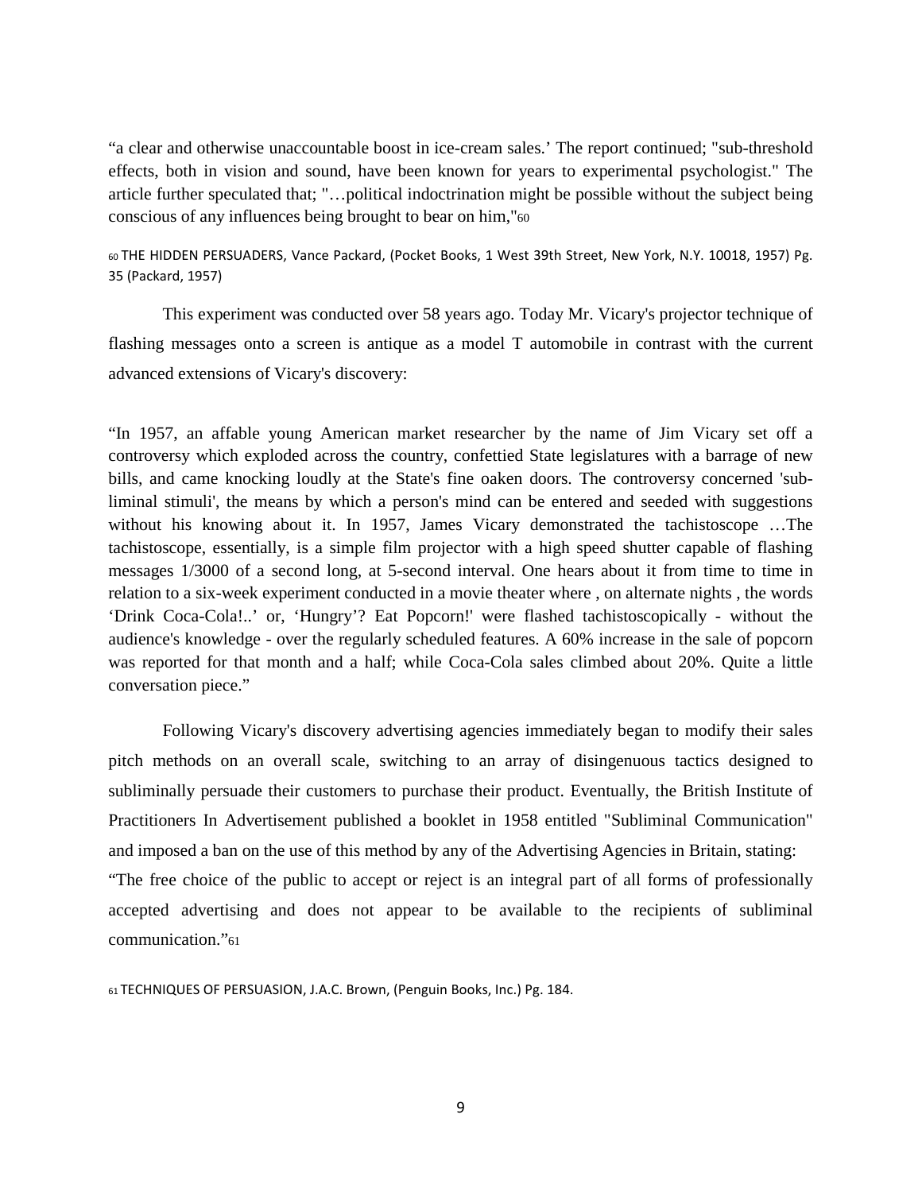“a clear and otherwise unaccountable boost in ice-cream sales.’ The report continued; "sub-threshold effects, both in vision and sound, have been known for years to experimental psychologist." The article further speculated that; "…political indoctrination might be possible without the subject being conscious of any influences being brought to bear on him,"[60]

[60] THE HIDDEN PERSUADERS, Vance Packard, (Pocket Books, 1 West 39th Street, New York, N.Y. 10018, 1957) Pg. 35 (Packard, 1957)

This experiment was conducted over 58 years ago. Today Mr. Vicary's projector technique of flashing messages onto a screen is antique as a model T automobile in contrast with the current advanced extensions of Vicary's discovery:

“In 1957, an affable young American market researcher by the name of Jim Vicary set off a controversy which exploded across the country, confettied State legislatures with a barrage of new bills, and came knocking loudly at the State's fine oaken doors. The controversy concerned 'sub-liminal stimuli', the means by which a person's mind can be entered and seeded with suggestions without his knowing about it. In 1957, James Vicary demonstrated the tachistoscope …The tachistoscope, essentially, is a simple film projector with a high speed shutter capable of flashing messages 1/3000 of a second long, at 5-second interval. One hears about it from time to time in relation to a six-week experiment conducted in a movie theater where , on alternate nights , the words ‘Drink Coca-Cola!..’ or, ‘Hungry’? Eat Popcorn!' were flashed tachistoscopically - without the audience's knowledge - over the regularly scheduled features. A 60% increase in the sale of popcorn was reported for that month and a half; while Coca-Cola sales climbed about 20%. Quite a little conversation piece.”

Following Vicary's discovery advertising agencies immediately began to modify their sales pitch methods on an overall scale, switching to an array of disingenuous tactics designed to subliminally persuade their customers to purchase their product. Eventually, the British Institute of Practitioners In Advertisement published a booklet in 1958 entitled "Subliminal Communication" and imposed a ban on the use of this method by any of the Advertising Agencies in Britain, stating:

“The free choice of the public to accept or reject is an integral part of all forms of professionally accepted advertising and does not appear to be available to the recipients of subliminal communication.”[61]

[61] TECHNIQUES OF PERSUASION, J.A.C. Brown, (Penguin Books, Inc.) Pg. 184.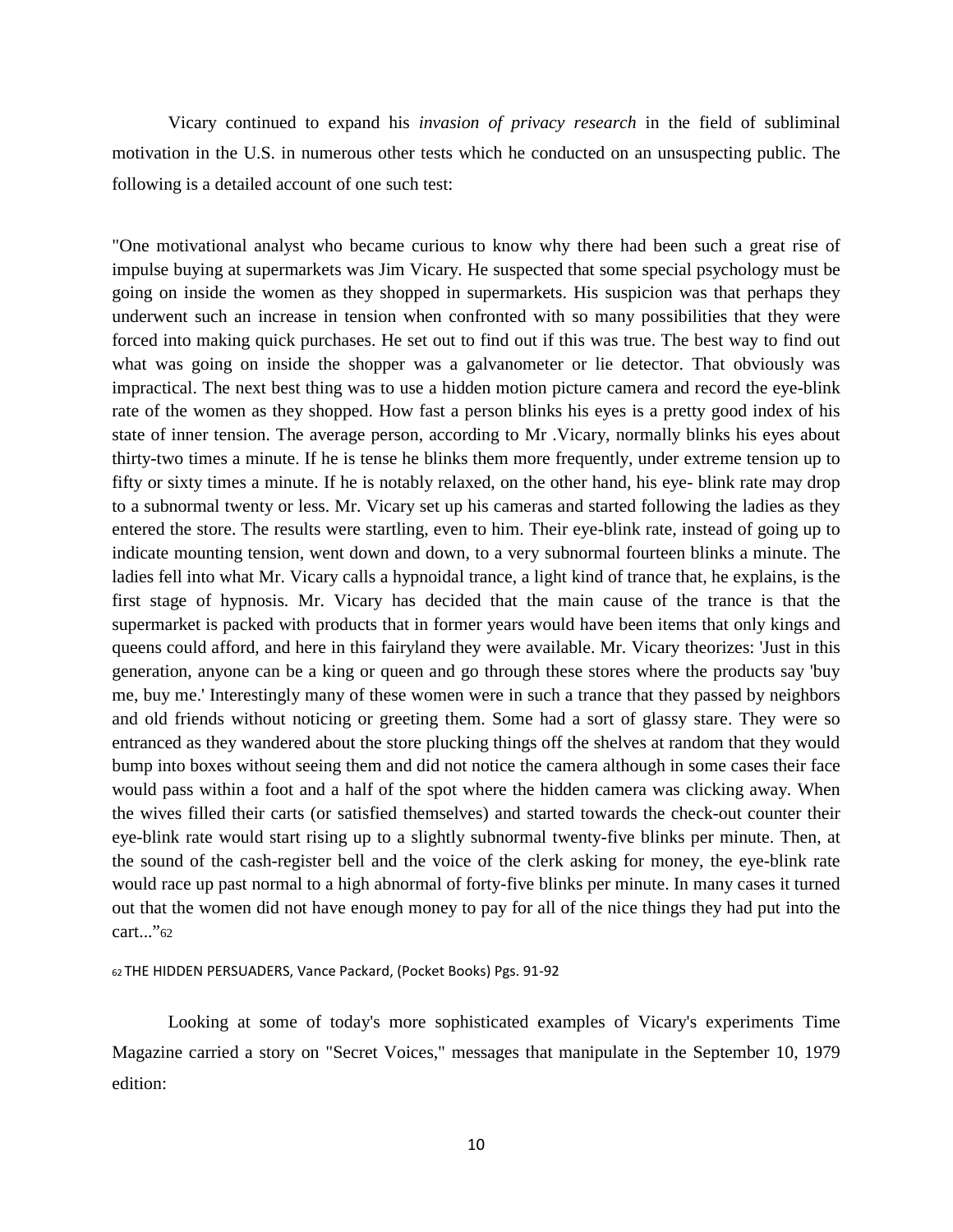Vicary continued to expand his *invasion of privacy research* in the field of subliminal motivation in the U.S. in numerous other tests which he conducted on an unsuspecting public. The following is a detailed account of one such test:

"One motivational analyst who became curious to know why there had been such a great rise of impulse buying at supermarkets was Jim Vicary. He suspected that some special psychology must be going on inside the women as they shopped in supermarkets. His suspicion was that perhaps they underwent such an increase in tension when confronted with so many possibilities that they were forced into making quick purchases. He set out to find out if this was true. The best way to find out what was going on inside the shopper was a galvanometer or lie detector. That obviously was impractical. The next best thing was to use a hidden motion picture camera and record the eye-blink rate of the women as they shopped. How fast a person blinks his eyes is a pretty good index of his state of inner tension. The average person, according to Mr .Vicary, normally blinks his eyes about thirty-two times a minute. If he is tense he blinks them more frequently, under extreme tension up to fifty or sixty times a minute. If he is notably relaxed, on the other hand, his eye- blink rate may drop to a subnormal twenty or less. Mr. Vicary set up his cameras and started following the ladies as they entered the store. The results were startling, even to him. Their eye-blink rate, instead of going up to indicate mounting tension, went down and down, to a very subnormal fourteen blinks a minute. The ladies fell into what Mr. Vicary calls a hypnoidal trance, a light kind of trance that, he explains, is the first stage of hypnosis. Mr. Vicary has decided that the main cause of the trance is that the supermarket is packed with products that in former years would have been items that only kings and queens could afford, and here in this fairyland they were available. Mr. Vicary theorizes: 'Just in this generation, anyone can be a king or queen and go through these stores where the products say 'buy me, buy me.' Interestingly many of these women were in such a trance that they passed by neighbors and old friends without noticing or greeting them. Some had a sort of glassy stare. They were so entranced as they wandered about the store plucking things off the shelves at random that they would bump into boxes without seeing them and did not notice the camera although in some cases their face would pass within a foot and a half of the spot where the hidden camera was clicking away. When the wives filled their carts (or satisfied themselves) and started towards the check-out counter their eye-blink rate would start rising up to a slightly subnormal twenty-five blinks per minute. Then, at the sound of the cash-register bell and the voice of the clerk asking for money, the eye-blink rate would race up past normal to a high abnormal of forty-five blinks per minute. In many cases it turned out that the women did not have enough money to pay for all of the nice things they had put into the cart..."[62]

[62] THE HIDDEN PERSUADERS, Vance Packard, (Pocket Books) Pgs. 91-92

Looking at some of today's more sophisticated examples of Vicary's experiments Time Magazine carried a story on "Secret Voices," messages that manipulate in the September 10, 1979 edition: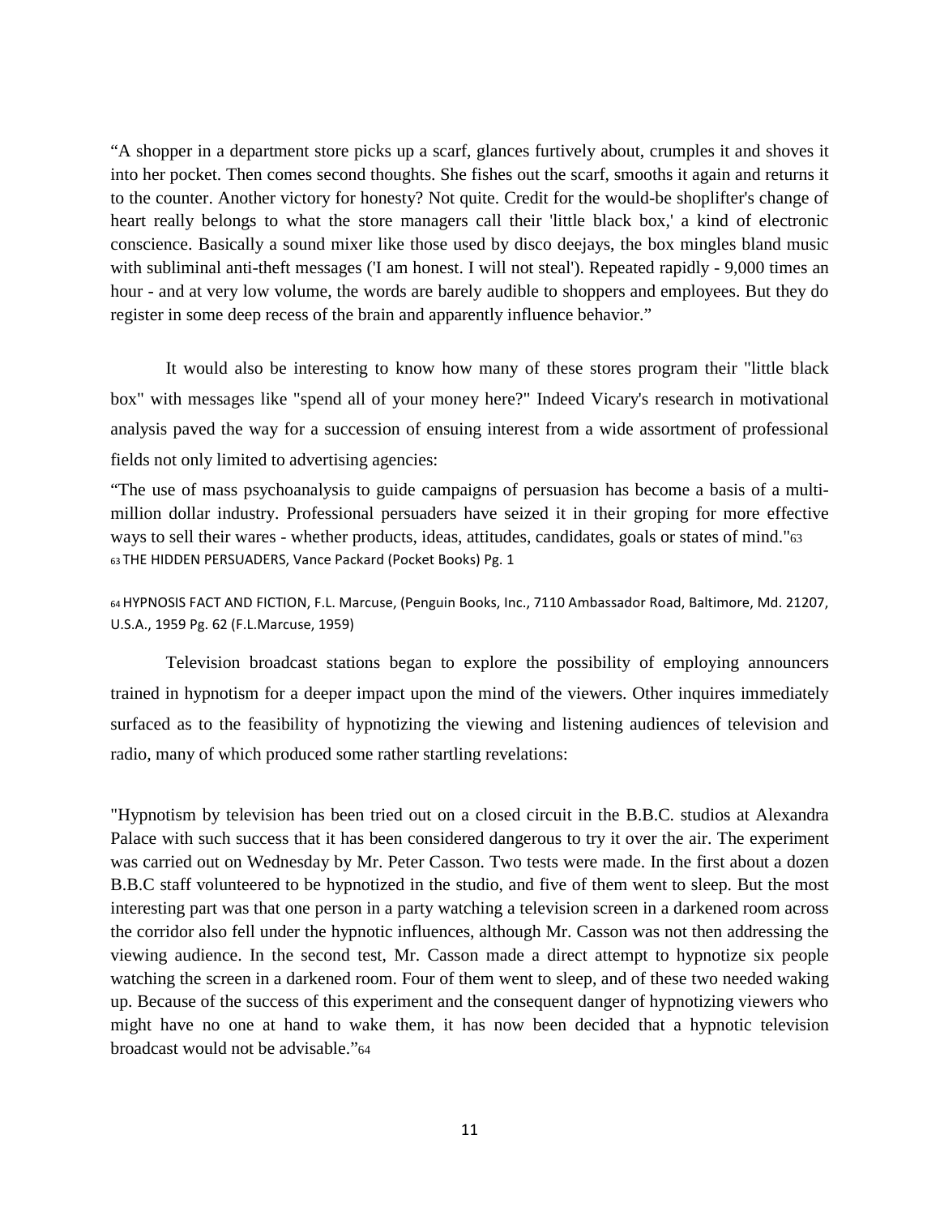"A shopper in a department store picks up a scarf, glances furtively about, crumples it and shoves it into her pocket. Then comes second thoughts. She fishes out the scarf, smooths it again and returns it to the counter. Another victory for honesty? Not quite. Credit for the would-be shoplifter's change of heart really belongs to what the store managers call their 'little black box,' a kind of electronic conscience. Basically a sound mixer like those used by disco deejays, the box mingles bland music with subliminal anti-theft messages ('I am honest. I will not steal'). Repeated rapidly - 9,000 times an hour - and at very low volume, the words are barely audible to shoppers and employees. But they do register in some deep recess of the brain and apparently influence behavior."

It would also be interesting to know how many of these stores program their "little black box" with messages like "spend all of your money here?" Indeed Vicary's research in motivational analysis paved the way for a succession of ensuing interest from a wide assortment of professional fields not only limited to advertising agencies:

"The use of mass psychoanalysis to guide campaigns of persuasion has become a basis of a multi-million dollar industry. Professional persuaders have seized it in their groping for more effective ways to sell their wares - whether products, ideas, attitudes, candidates, goals or states of mind."[63]

[63] THE HIDDEN PERSUADERS, Vance Packard (Pocket Books) Pg. 1

[64] HYPNOSIS FACT AND FICTION, F.L. Marcuse, (Penguin Books, Inc., 7110 Ambassador Road, Baltimore, Md. 21207, U.S.A., 1959 Pg. 62 (F.L.Marcuse, 1959)

Television broadcast stations began to explore the possibility of employing announcers trained in hypnotism for a deeper impact upon the mind of the viewers. Other inquires immediately surfaced as to the feasibility of hypnotizing the viewing and listening audiences of television and radio, many of which produced some rather startling revelations:

"Hypnotism by television has been tried out on a closed circuit in the B.B.C. studios at Alexandra Palace with such success that it has been considered dangerous to try it over the air. The experiment was carried out on Wednesday by Mr. Peter Casson. Two tests were made. In the first about a dozen B.B.C staff volunteered to be hypnotized in the studio, and five of them went to sleep. But the most interesting part was that one person in a party watching a television screen in a darkened room across the corridor also fell under the hypnotic influences, although Mr. Casson was not then addressing the viewing audience. In the second test, Mr. Casson made a direct attempt to hypnotize six people watching the screen in a darkened room. Four of them went to sleep, and of these two needed waking up. Because of the success of this experiment and the consequent danger of hypnotizing viewers who might have no one at hand to wake them, it has now been decided that a hypnotic television broadcast would not be advisable."[64]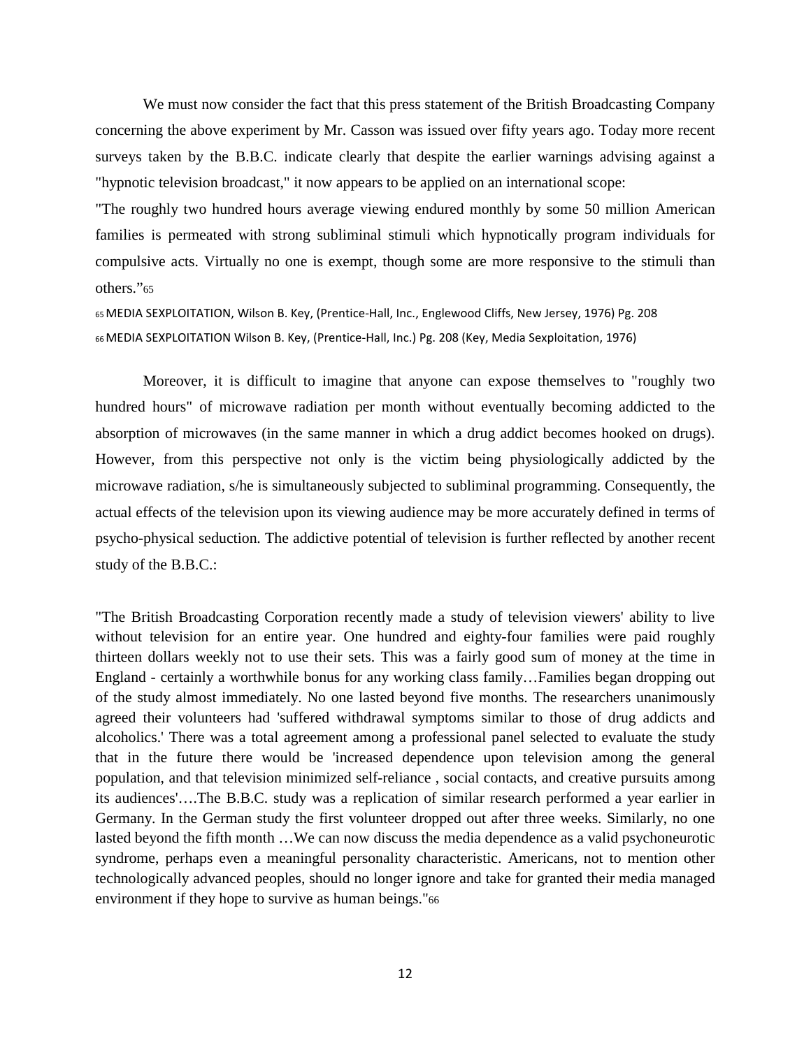We must now consider the fact that this press statement of the British Broadcasting Company concerning the above experiment by Mr. Casson was issued over fifty years ago. Today more recent surveys taken by the B.B.C. indicate clearly that despite the earlier warnings advising against a "hypnotic television broadcast," it now appears to be applied on an international scope:

"The roughly two hundred hours average viewing endured monthly by some 50 million American families is permeated with strong subliminal stimuli which hypnotically program individuals for compulsive acts. Virtually no one is exempt, though some are more responsive to the stimuli than others."[65]

[65] MEDIA SEXPLOITATION, Wilson B. Key, (Prentice-Hall, Inc., Englewood Cliffs, New Jersey, 1976) Pg. 208

[66] MEDIA SEXPLOITATION Wilson B. Key, (Prentice-Hall, Inc.) Pg. 208 (Key, Media Sexploitation, 1976)

Moreover, it is difficult to imagine that anyone can expose themselves to "roughly two hundred hours" of microwave radiation per month without eventually becoming addicted to the absorption of microwaves (in the same manner in which a drug addict becomes hooked on drugs). However, from this perspective not only is the victim being physiologically addicted by the microwave radiation, s/he is simultaneously subjected to subliminal programming. Consequently, the actual effects of the television upon its viewing audience may be more accurately defined in terms of psycho-physical seduction. The addictive potential of television is further reflected by another recent study of the B.B.C.:

"The British Broadcasting Corporation recently made a study of television viewers' ability to live without television for an entire year. One hundred and eighty-four families were paid roughly thirteen dollars weekly not to use their sets. This was a fairly good sum of money at the time in England - certainly a worthwhile bonus for any working class family…Families began dropping out of the study almost immediately. No one lasted beyond five months. The researchers unanimously agreed their volunteers had 'suffered withdrawal symptoms similar to those of drug addicts and alcoholics.' There was a total agreement among a professional panel selected to evaluate the study that in the future there would be 'increased dependence upon television among the general population, and that television minimized self-reliance , social contacts, and creative pursuits among its audiences'….The B.B.C. study was a replication of similar research performed a year earlier in Germany. In the German study the first volunteer dropped out after three weeks. Similarly, no one lasted beyond the fifth month …We can now discuss the media dependence as a valid psychoneurotic syndrome, perhaps even a meaningful personality characteristic. Americans, not to mention other technologically advanced peoples, should no longer ignore and take for granted their media managed environment if they hope to survive as human beings."[66]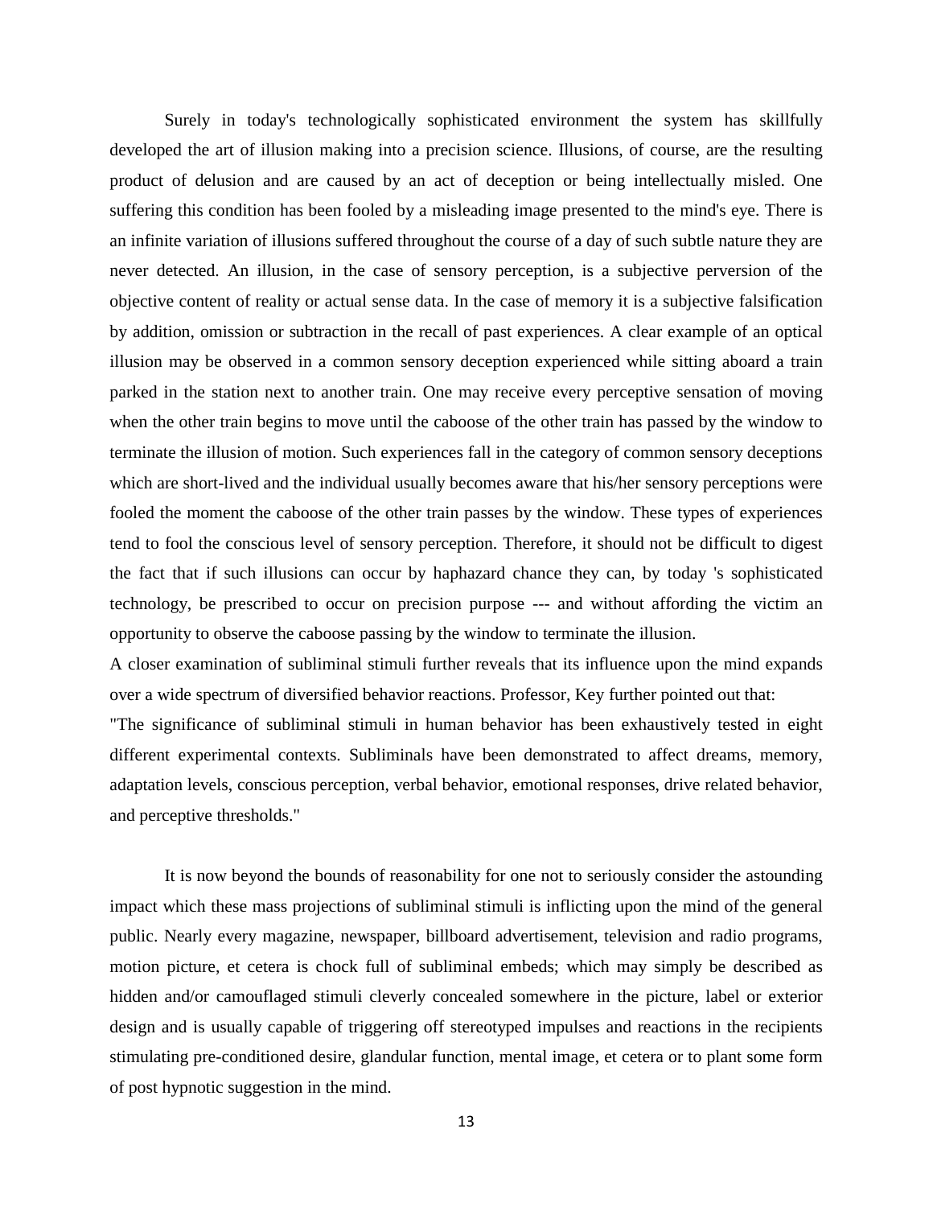Surely in today's technologically sophisticated environment the system has skillfully developed the art of illusion making into a precision science. Illusions, of course, are the resulting product of delusion and are caused by an act of deception or being intellectually misled. One suffering this condition has been fooled by a misleading image presented to the mind's eye. There is an infinite variation of illusions suffered throughout the course of a day of such subtle nature they are never detected. An illusion, in the case of sensory perception, is a subjective perversion of the objective content of reality or actual sense data. In the case of memory it is a subjective falsification by addition, omission or subtraction in the recall of past experiences. A clear example of an optical illusion may be observed in a common sensory deception experienced while sitting aboard a train parked in the station next to another train. One may receive every perceptive sensation of moving when the other train begins to move until the caboose of the other train has passed by the window to terminate the illusion of motion. Such experiences fall in the category of common sensory deceptions which are short-lived and the individual usually becomes aware that his/her sensory perceptions were fooled the moment the caboose of the other train passes by the window. These types of experiences tend to fool the conscious level of sensory perception. Therefore, it should not be difficult to digest the fact that if such illusions can occur by haphazard chance they can, by today 's sophisticated technology, be prescribed to occur on precision purpose --- and without affording the victim an opportunity to observe the caboose passing by the window to terminate the illusion.

A closer examination of subliminal stimuli further reveals that its influence upon the mind expands over a wide spectrum of diversified behavior reactions. Professor, Key further pointed out that:

"The significance of subliminal stimuli in human behavior has been exhaustively tested in eight different experimental contexts. Subliminals have been demonstrated to affect dreams, memory, adaptation levels, conscious perception, verbal behavior, emotional responses, drive related behavior, and perceptive thresholds."

It is now beyond the bounds of reasonability for one not to seriously consider the astounding impact which these mass projections of subliminal stimuli is inflicting upon the mind of the general public. Nearly every magazine, newspaper, billboard advertisement, television and radio programs, motion picture, et cetera is chock full of subliminal embeds; which may simply be described as hidden and/or camouflaged stimuli cleverly concealed somewhere in the picture, label or exterior design and is usually capable of triggering off stereotyped impulses and reactions in the recipients stimulating pre-conditioned desire, glandular function, mental image, et cetera or to plant some form of post hypnotic suggestion in the mind.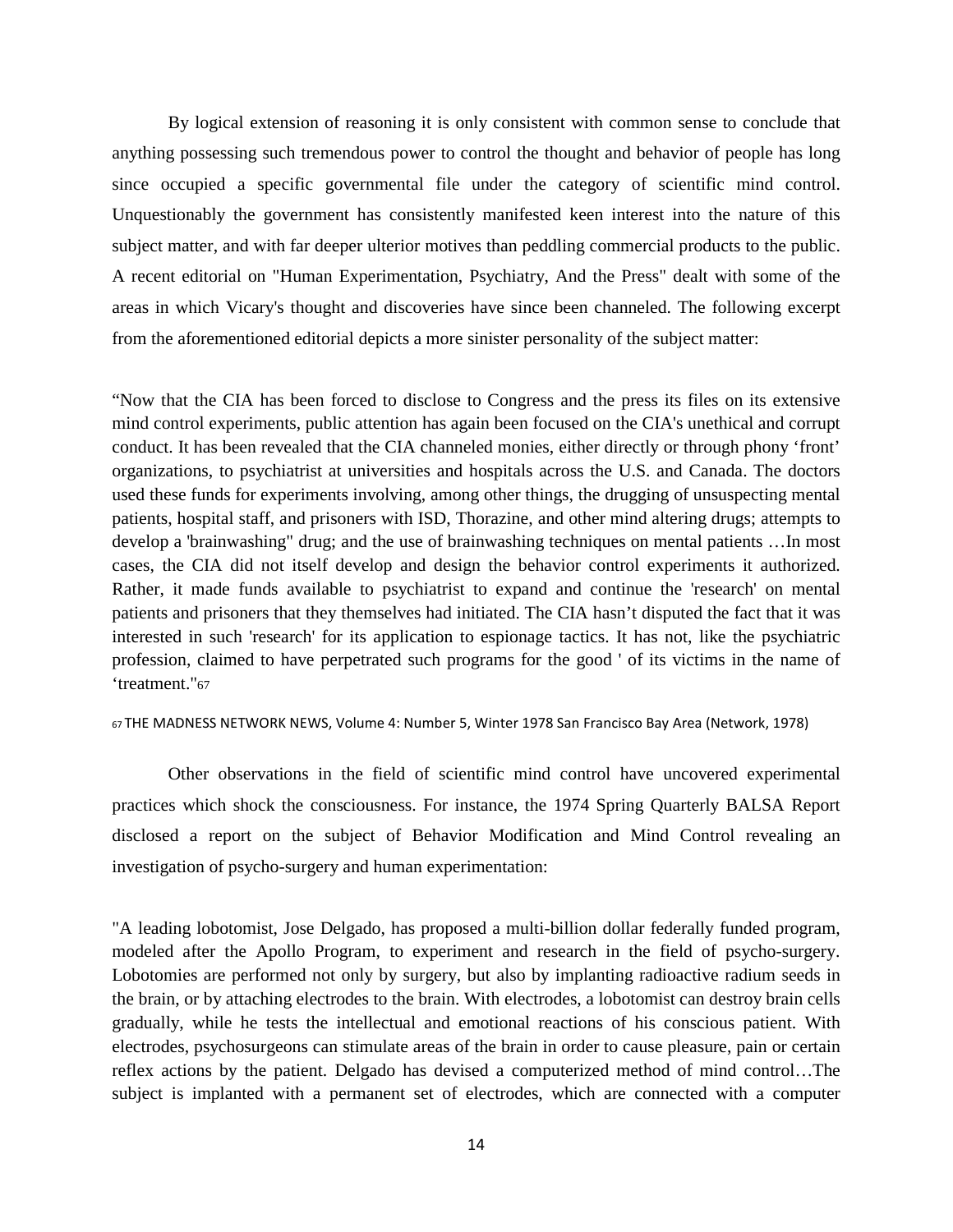By logical extension of reasoning it is only consistent with common sense to conclude that anything possessing such tremendous power to control the thought and behavior of people has long since occupied a specific governmental file under the category of scientific mind control. Unquestionably the government has consistently manifested keen interest into the nature of this subject matter, and with far deeper ulterior motives than peddling commercial products to the public. A recent editorial on "Human Experimentation, Psychiatry, And the Press" dealt with some of the areas in which Vicary's thought and discoveries have since been channeled. The following excerpt from the aforementioned editorial depicts a more sinister personality of the subject matter:

"Now that the CIA has been forced to disclose to Congress and the press its files on its extensive mind control experiments, public attention has again been focused on the CIA's unethical and corrupt conduct. It has been revealed that the CIA channeled monies, either directly or through phony 'front' organizations, to psychiatrist at universities and hospitals across the U.S. and Canada. The doctors used these funds for experiments involving, among other things, the drugging of unsuspecting mental patients, hospital staff, and prisoners with ISD, Thorazine, and other mind altering drugs; attempts to develop a 'brainwashing" drug; and the use of brainwashing techniques on mental patients …In most cases, the CIA did not itself develop and design the behavior control experiments it authorized. Rather, it made funds available to psychiatrist to expand and continue the 'research' on mental patients and prisoners that they themselves had initiated. The CIA hasn't disputed the fact that it was interested in such 'research' for its application to espionage tactics. It has not, like the psychiatric profession, claimed to have perpetrated such programs for the good ' of its victims in the name of 'treatment."[67]

[67] THE MADNESS NETWORK NEWS, Volume 4: Number 5, Winter 1978 San Francisco Bay Area (Network, 1978)

Other observations in the field of scientific mind control have uncovered experimental practices which shock the consciousness. For instance, the 1974 Spring Quarterly BALSA Report disclosed a report on the subject of Behavior Modification and Mind Control revealing an investigation of psycho-surgery and human experimentation:

"A leading lobotomist, Jose Delgado, has proposed a multi-billion dollar federally funded program, modeled after the Apollo Program, to experiment and research in the field of psycho-surgery. Lobotomies are performed not only by surgery, but also by implanting radioactive radium seeds in the brain, or by attaching electrodes to the brain. With electrodes, a lobotomist can destroy brain cells gradually, while he tests the intellectual and emotional reactions of his conscious patient. With electrodes, psychosurgeons can stimulate areas of the brain in order to cause pleasure, pain or certain reflex actions by the patient. Delgado has devised a computerized method of mind control…The subject is implanted with a permanent set of electrodes, which are connected with a computer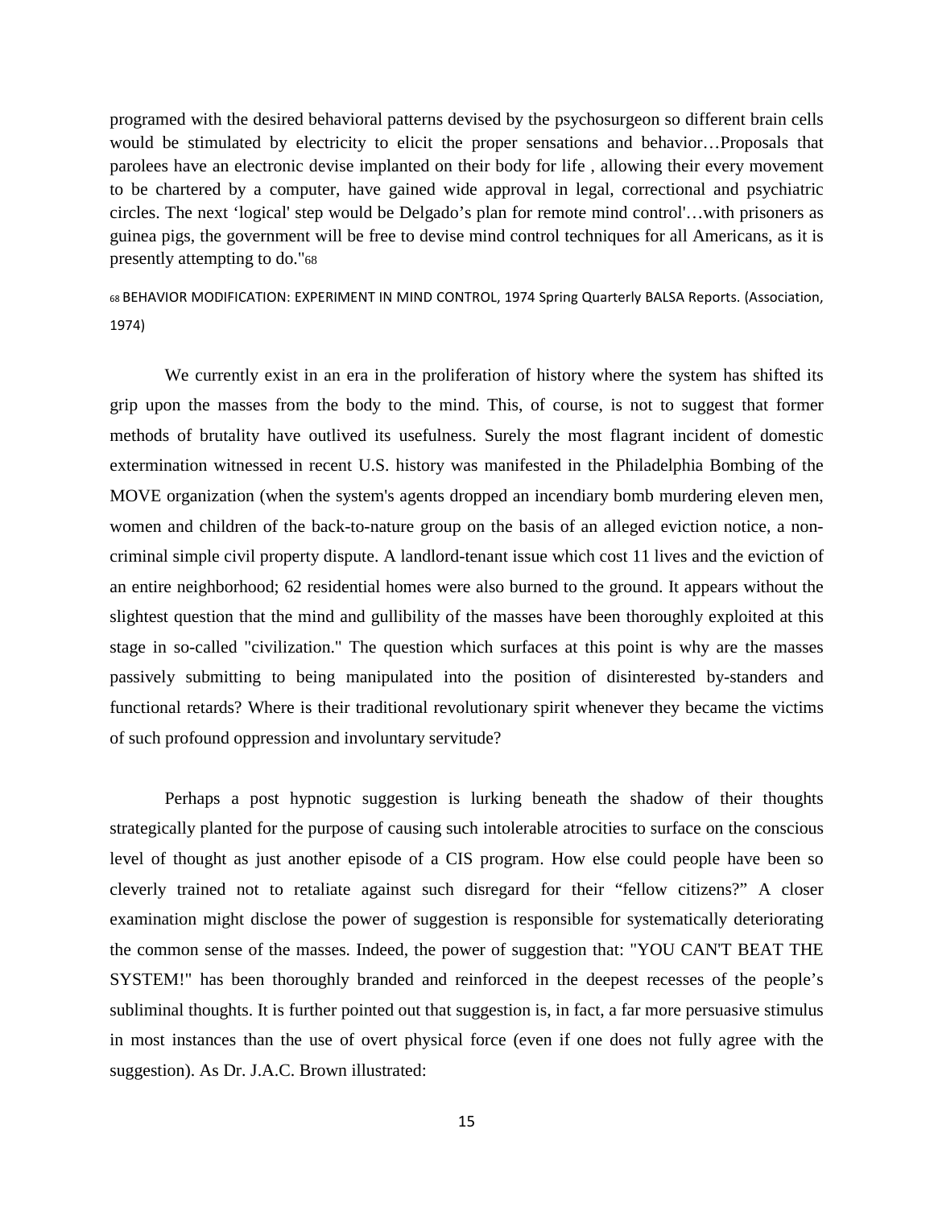programed with the desired behavioral patterns devised by the psychosurgeon so different brain cells would be stimulated by electricity to elicit the proper sensations and behavior…Proposals that parolees have an electronic devise implanted on their body for life , allowing their every movement to be chartered by a computer, have gained wide approval in legal, correctional and psychiatric circles. The next 'logical' step would be Delgado's plan for remote mind control'…with prisoners as guinea pigs, the government will be free to devise mind control techniques for all Americans, as it is presently attempting to do."[68]

[68] BEHAVIOR MODIFICATION: EXPERIMENT IN MIND CONTROL, 1974 Spring Quarterly BALSA Reports. (Association, 1974)

We currently exist in an era in the proliferation of history where the system has shifted its grip upon the masses from the body to the mind. This, of course, is not to suggest that former methods of brutality have outlived its usefulness. Surely the most flagrant incident of domestic extermination witnessed in recent U.S. history was manifested in the Philadelphia Bombing of the MOVE organization (when the system's agents dropped an incendiary bomb murdering eleven men, women and children of the back-to-nature group on the basis of an alleged eviction notice, a non-criminal simple civil property dispute. A landlord-tenant issue which cost 11 lives and the eviction of an entire neighborhood; 62 residential homes were also burned to the ground. It appears without the slightest question that the mind and gullibility of the masses have been thoroughly exploited at this stage in so-called "civilization." The question which surfaces at this point is why are the masses passively submitting to being manipulated into the position of disinterested by-standers and functional retards? Where is their traditional revolutionary spirit whenever they became the victims of such profound oppression and involuntary servitude?

Perhaps a post hypnotic suggestion is lurking beneath the shadow of their thoughts strategically planted for the purpose of causing such intolerable atrocities to surface on the conscious level of thought as just another episode of a CIS program. How else could people have been so cleverly trained not to retaliate against such disregard for their "fellow citizens?" A closer examination might disclose the power of suggestion is responsible for systematically deteriorating the common sense of the masses. Indeed, the power of suggestion that: "YOU CAN'T BEAT THE SYSTEM!" has been thoroughly branded and reinforced in the deepest recesses of the people's subliminal thoughts. It is further pointed out that suggestion is, in fact, a far more persuasive stimulus in most instances than the use of overt physical force (even if one does not fully agree with the suggestion). As Dr. J.A.C. Brown illustrated: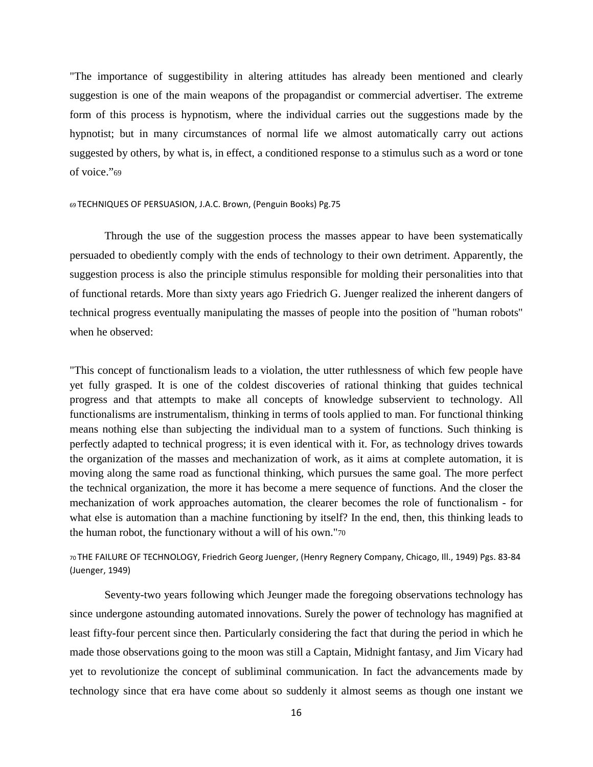"The importance of suggestibility in altering attitudes has already been mentioned and clearly suggestion is one of the main weapons of the propagandist or commercial advertiser. The extreme form of this process is hypnotism, where the individual carries out the suggestions made by the hypnotist; but in many circumstances of normal life we almost automatically carry out actions suggested by others, by what is, in effect, a conditioned response to a stimulus such as a word or tone of voice."[69]

[69] TECHNIQUES OF PERSUASION, J.A.C. Brown, (Penguin Books) Pg.75

Through the use of the suggestion process the masses appear to have been systematically persuaded to obediently comply with the ends of technology to their own detriment. Apparently, the suggestion process is also the principle stimulus responsible for molding their personalities into that of functional retards. More than sixty years ago Friedrich G. Juenger realized the inherent dangers of technical progress eventually manipulating the masses of people into the position of "human robots" when he observed:

"This concept of functionalism leads to a violation, the utter ruthlessness of which few people have yet fully grasped. It is one of the coldest discoveries of rational thinking that guides technical progress and that attempts to make all concepts of knowledge subservient to technology. All functionalisms are instrumentalism, thinking in terms of tools applied to man. For functional thinking means nothing else than subjecting the individual man to a system of functions. Such thinking is perfectly adapted to technical progress; it is even identical with it. For, as technology drives towards the organization of the masses and mechanization of work, as it aims at complete automation, it is moving along the same road as functional thinking, which pursues the same goal. The more perfect the technical organization, the more it has become a mere sequence of functions. And the closer the mechanization of work approaches automation, the clearer becomes the role of functionalism - for what else is automation than a machine functioning by itself? In the end, then, this thinking leads to the human robot, the functionary without a will of his own."[70]

[70] THE FAILURE OF TECHNOLOGY, Friedrich Georg Juenger, (Henry Regnery Company, Chicago, Ill., 1949) Pgs. 83-84 (Juenger, 1949)

Seventy-two years following which Jeunger made the foregoing observations technology has since undergone astounding automated innovations. Surely the power of technology has magnified at least fifty-four percent since then. Particularly considering the fact that during the period in which he made those observations going to the moon was still a Captain, Midnight fantasy, and Jim Vicary had yet to revolutionize the concept of subliminal communication. In fact the advancements made by technology since that era have come about so suddenly it almost seems as though one instant we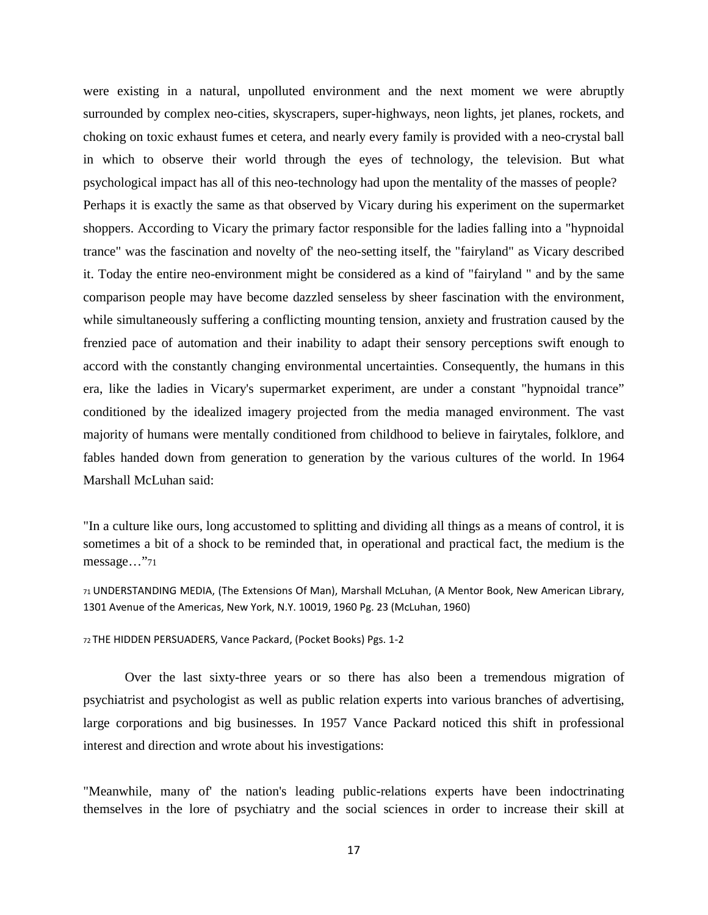were existing in a natural, unpolluted environment and the next moment we were abruptly surrounded by complex neo-cities, skyscrapers, super-highways, neon lights, jet planes, rockets, and choking on toxic exhaust fumes et cetera, and nearly every family is provided with a neo-crystal ball in which to observe their world through the eyes of technology, the television. But what psychological impact has all of this neo-technology had upon the mentality of the masses of people? Perhaps it is exactly the same as that observed by Vicary during his experiment on the supermarket shoppers. According to Vicary the primary factor responsible for the ladies falling into a "hypnoidal trance" was the fascination and novelty of' the neo-setting itself, the "fairyland" as Vicary described it. Today the entire neo-environment might be considered as a kind of "fairyland " and by the same comparison people may have become dazzled senseless by sheer fascination with the environment, while simultaneously suffering a conflicting mounting tension, anxiety and frustration caused by the frenzied pace of automation and their inability to adapt their sensory perceptions swift enough to accord with the constantly changing environmental uncertainties. Consequently, the humans in this era, like the ladies in Vicary's supermarket experiment, are under a constant "hypnoidal trance" conditioned by the idealized imagery projected from the media managed environment. The vast majority of humans were mentally conditioned from childhood to believe in fairytales, folklore, and fables handed down from generation to generation by the various cultures of the world. In 1964 Marshall McLuhan said:

"In a culture like ours, long accustomed to splitting and dividing all things as a means of control, it is sometimes a bit of a shock to be reminded that, in operational and practical fact, the medium is the message…"[71]

[71] UNDERSTANDING MEDIA, (The Extensions Of Man), Marshall McLuhan, (A Mentor Book, New American Library, 1301 Avenue of the Americas, New York, N.Y. 10019, 1960 Pg. 23 (McLuhan, 1960)

[72] THE HIDDEN PERSUADERS, Vance Packard, (Pocket Books) Pgs. 1-2

Over the last sixty-three years or so there has also been a tremendous migration of psychiatrist and psychologist as well as public relation experts into various branches of advertising, large corporations and big businesses. In 1957 Vance Packard noticed this shift in professional interest and direction and wrote about his investigations:

"Meanwhile, many of' the nation's leading public-relations experts have been indoctrinating themselves in the lore of psychiatry and the social sciences in order to increase their skill at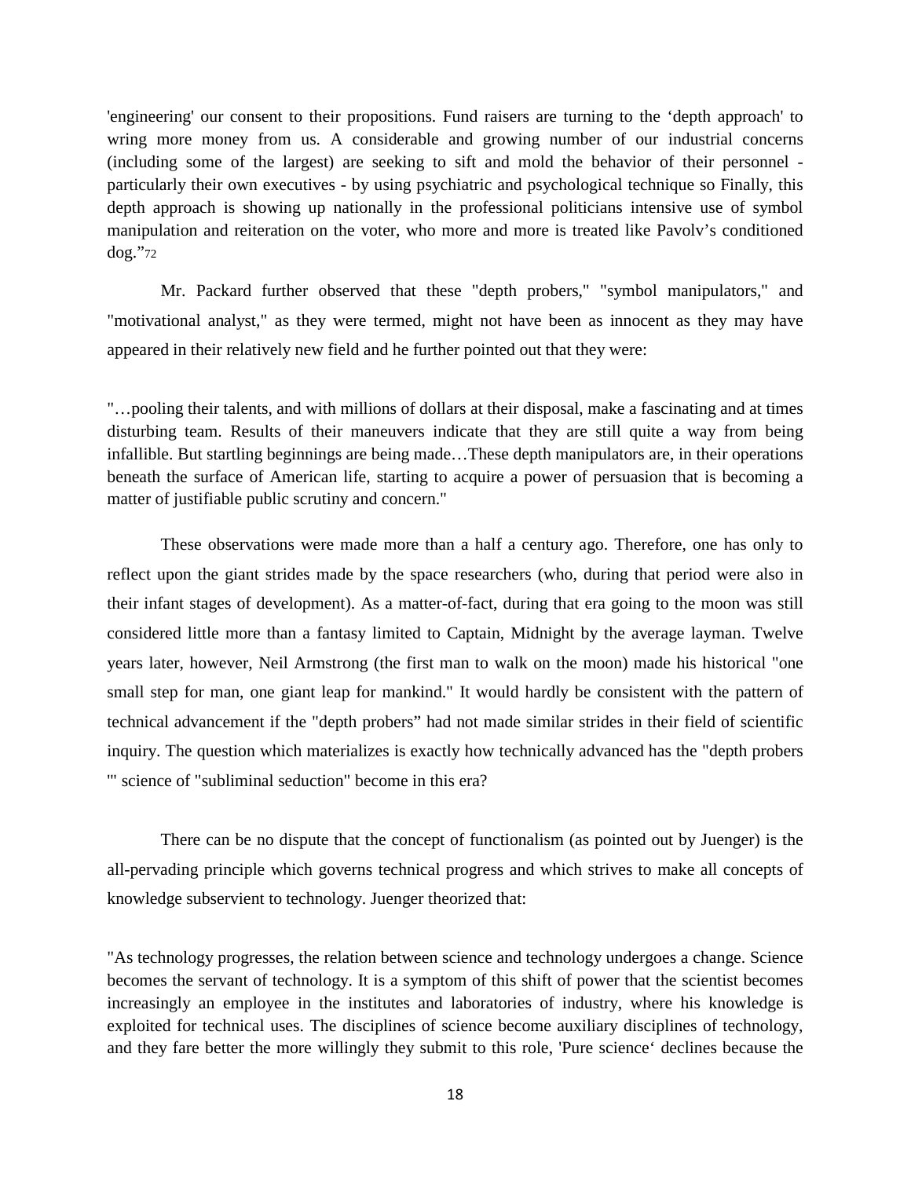'engineering' our consent to their propositions. Fund raisers are turning to the 'depth approach' to wring more money from us. A considerable and growing number of our industrial concerns (including some of the largest) are seeking to sift and mold the behavior of their personnel - particularly their own executives - by using psychiatric and psychological technique so Finally, this depth approach is showing up nationally in the professional politicians intensive use of symbol manipulation and reiteration on the voter, who more and more is treated like Pavolv's conditioned dog."[72]

Mr. Packard further observed that these "depth probers," "symbol manipulators," and "motivational analyst," as they were termed, might not have been as innocent as they may have appeared in their relatively new field and he further pointed out that they were:

"…pooling their talents, and with millions of dollars at their disposal, make a fascinating and at times disturbing team. Results of their maneuvers indicate that they are still quite a way from being infallible. But startling beginnings are being made…These depth manipulators are, in their operations beneath the surface of American life, starting to acquire a power of persuasion that is becoming a matter of justifiable public scrutiny and concern."

These observations were made more than a half a century ago. Therefore, one has only to reflect upon the giant strides made by the space researchers (who, during that period were also in their infant stages of development). As a matter-of-fact, during that era going to the moon was still considered little more than a fantasy limited to Captain, Midnight by the average layman. Twelve years later, however, Neil Armstrong (the first man to walk on the moon) made his historical "one small step for man, one giant leap for mankind." It would hardly be consistent with the pattern of technical advancement if the "depth probers" had not made similar strides in their field of scientific inquiry. The question which materializes is exactly how technically advanced has the "depth probers '" science of "subliminal seduction" become in this era?

There can be no dispute that the concept of functionalism (as pointed out by Juenger) is the all-pervading principle which governs technical progress and which strives to make all concepts of knowledge subservient to technology. Juenger theorized that:

"As technology progresses, the relation between science and technology undergoes a change. Science becomes the servant of technology. It is a symptom of this shift of power that the scientist becomes increasingly an employee in the institutes and laboratories of industry, where his knowledge is exploited for technical uses. The disciplines of science become auxiliary disciplines of technology, and they fare better the more willingly they submit to this role, 'Pure science' declines because the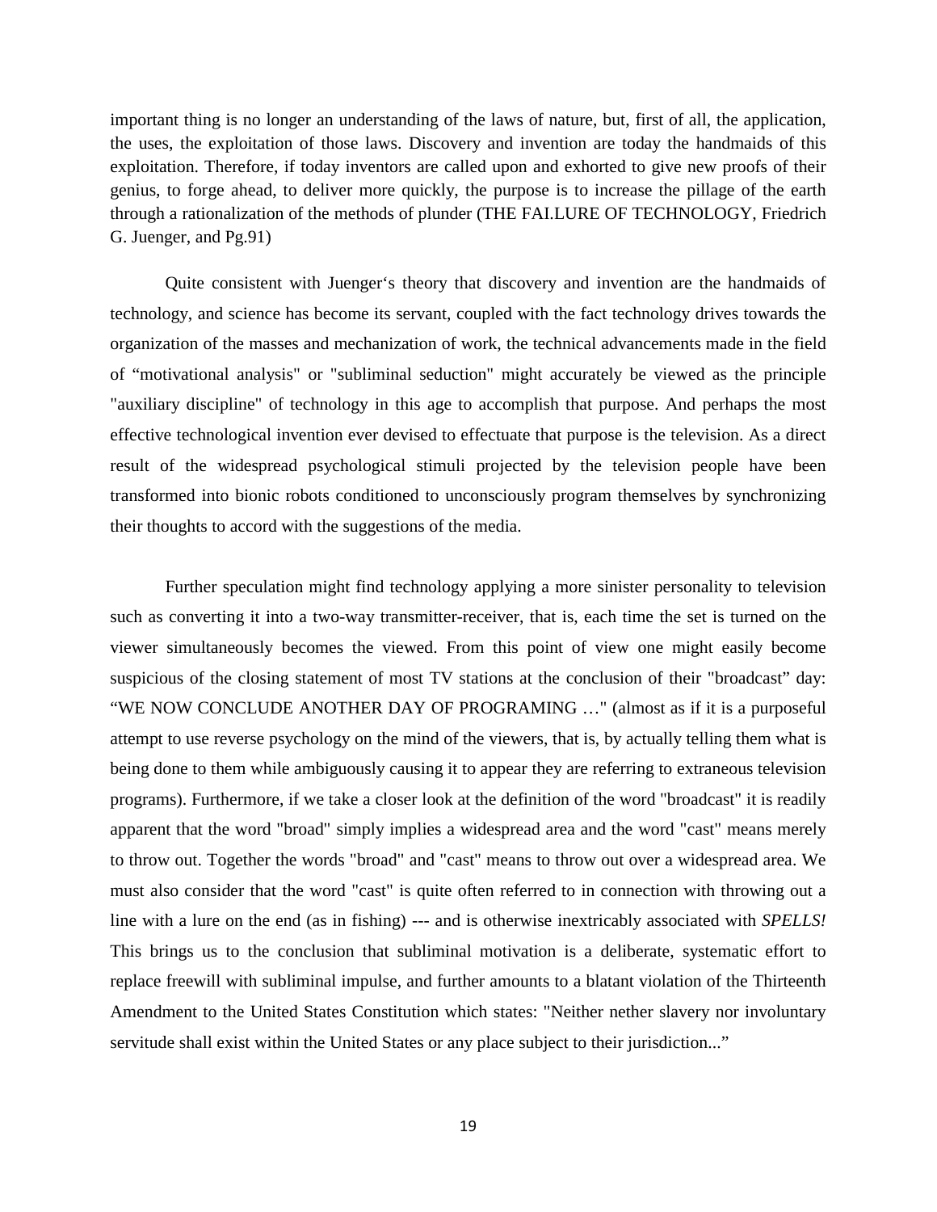important thing is no longer an understanding of the laws of nature, but, first of all, the application, the uses, the exploitation of those laws. Discovery and invention are today the handmaids of this exploitation. Therefore, if today inventors are called upon and exhorted to give new proofs of their genius, to forge ahead, to deliver more quickly, the purpose is to increase the pillage of the earth through a rationalization of the methods of plunder (THE FAI.LURE OF TECHNOLOGY, Friedrich G. Juenger, and Pg.91)

Quite consistent with Juenger's theory that discovery and invention are the handmaids of technology, and science has become its servant, coupled with the fact technology drives towards the organization of the masses and mechanization of work, the technical advancements made in the field of "motivational analysis" or "subliminal seduction" might accurately be viewed as the principle "auxiliary discipline" of technology in this age to accomplish that purpose. And perhaps the most effective technological invention ever devised to effectuate that purpose is the television. As a direct result of the widespread psychological stimuli projected by the television people have been transformed into bionic robots conditioned to unconsciously program themselves by synchronizing their thoughts to accord with the suggestions of the media.

Further speculation might find technology applying a more sinister personality to television such as converting it into a two-way transmitter-receiver, that is, each time the set is turned on the viewer simultaneously becomes the viewed. From this point of view one might easily become suspicious of the closing statement of most TV stations at the conclusion of their "broadcast" day: "WE NOW CONCLUDE ANOTHER DAY OF PROGRAMING …" (almost as if it is a purposeful attempt to use reverse psychology on the mind of the viewers, that is, by actually telling them what is being done to them while ambiguously causing it to appear they are referring to extraneous television programs). Furthermore, if we take a closer look at the definition of the word "broadcast" it is readily apparent that the word "broad" simply implies a widespread area and the word "cast" means merely to throw out. Together the words "broad" and "cast" means to throw out over a widespread area. We must also consider that the word "cast" is quite often referred to in connection with throwing out a line with a lure on the end (as in fishing) --- and is otherwise inextricably associated with *SPELLS!* This brings us to the conclusion that subliminal motivation is a deliberate, systematic effort to replace freewill with subliminal impulse, and further amounts to a blatant violation of the Thirteenth Amendment to the United States Constitution which states: "Neither nether slavery nor involuntary servitude shall exist within the United States or any place subject to their jurisdiction..."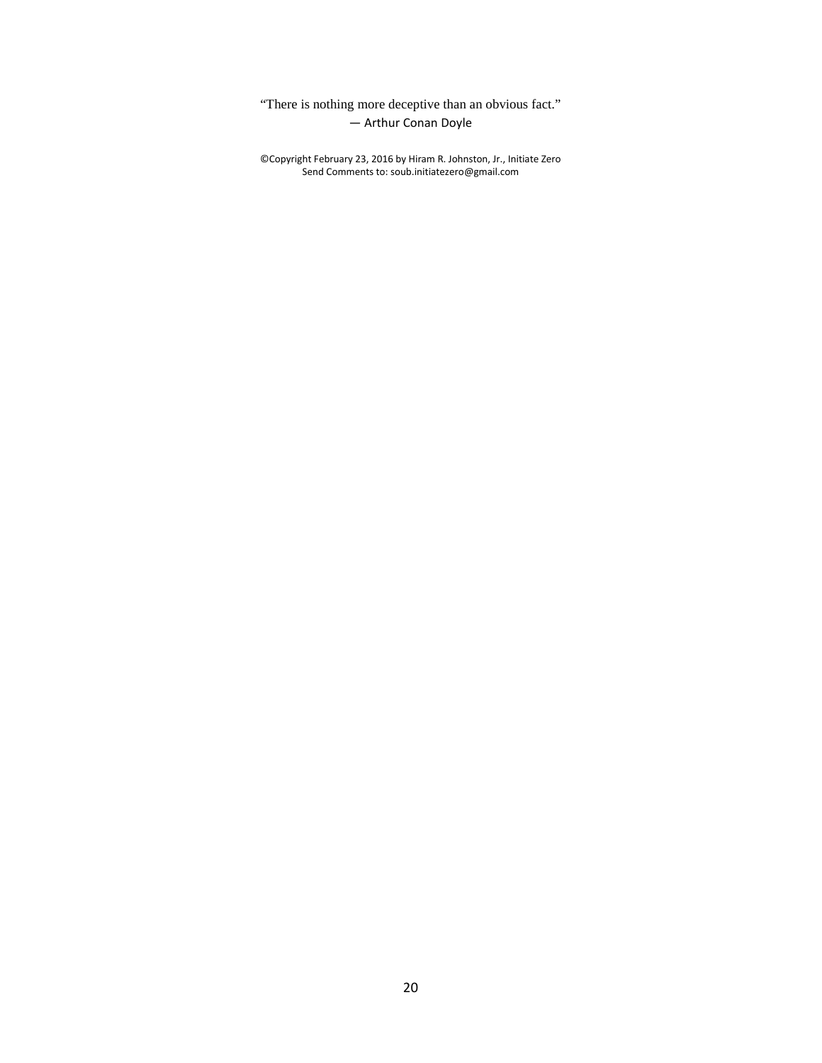"There is nothing more deceptive than an obvious fact."
— Arthur Conan Doyle

©Copyright February 23, 2016 by Hiram R. Johnston, Jr., Initiate Zero
Send Comments to: soub.initiatezero@gmail.com